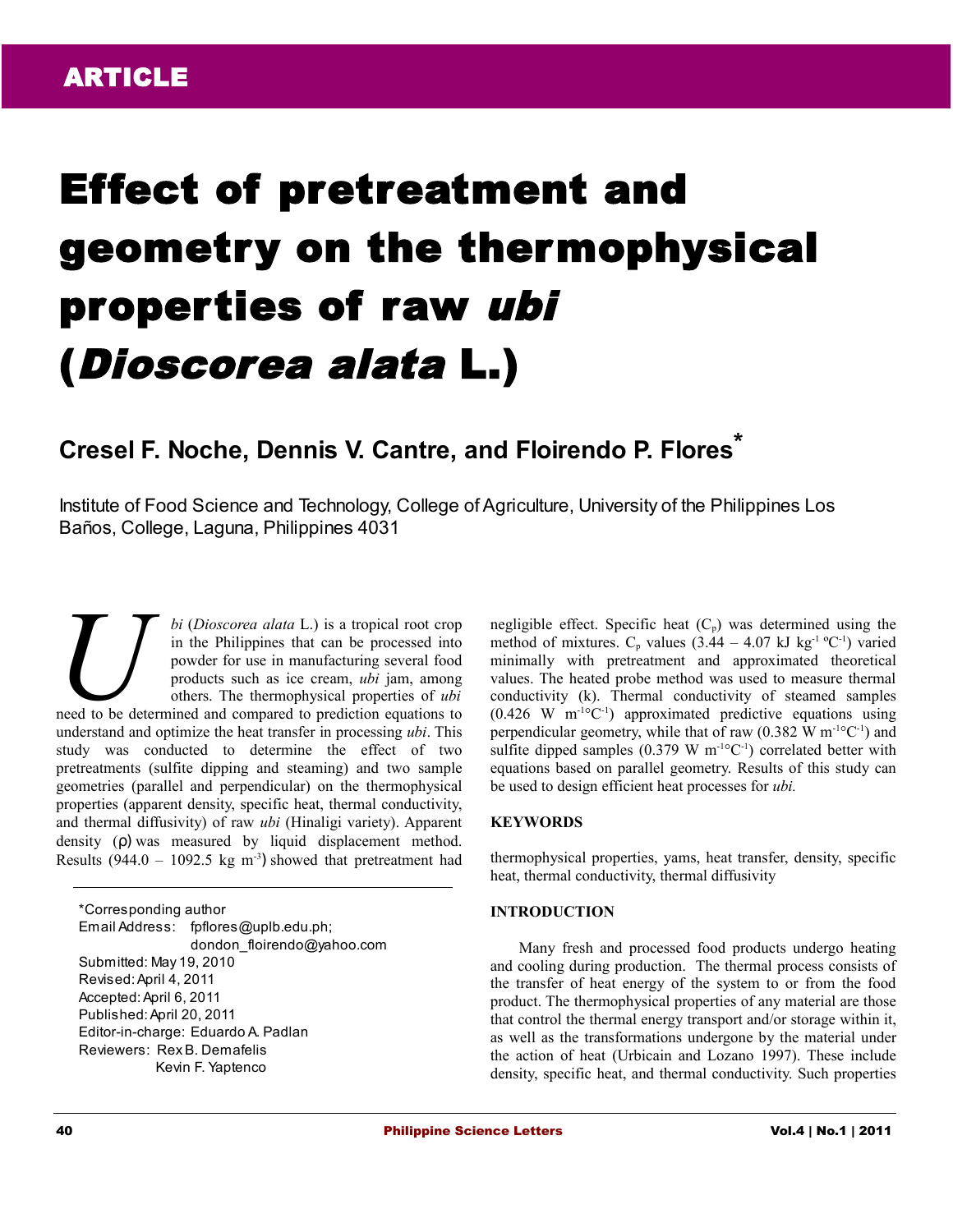ARTICLE

# Effect of pretreatment and geometry on the thermophysical properties of raw *ubi* (*Dioscorea alata* L.)

**Cresel F. Noche, Dennis V. Cantre, and Floirendo P. Flores***

Institute of Food Science and Technology, College of Agriculture, University of the Philippines Los Baños, College, Laguna, Philippines 4031

*Ubi* (*Dioscorea alata* L.) is a tropical root crop in the Philippines that can be processed into powder for use in manufacturing several food products such as ice cream, *ubi* jam, among others. The thermophysical properties of *ubi* need to be determined and compared to prediction equations to understand and optimize the heat transfer in processing *ubi*. This study was conducted to determine the effect of two pretreatments (sulfite dipping and steaming) and two sample geometries (parallel and perpendicular) on the thermophysical properties (apparent density, specific heat, thermal conductivity, and thermal diffusivity) of raw *ubi* (Hinaligi variety). Apparent density (ρ) was measured by liquid displacement method. Results (944.0 – 1092.5 kg m$^{-3}$) showed that pretreatment had negligible effect. Specific heat ($C_p$) was determined using the method of mixtures. $C_p$ values (3.44 – 4.07 kJ kg$^{-1}$ ºC$^{-1}$) varied minimally with pretreatment and approximated theoretical values. The heated probe method was used to measure thermal conductivity (k). Thermal conductivity of steamed samples (0.426 W m$^{-1}$°C$^{-1}$) approximated predictive equations using perpendicular geometry, while that of raw (0.382 W m$^{-1}$°C$^{-1}$) and sulfite dipped samples (0.379 W m$^{-1}$°C$^{-1}$) correlated better with equations based on parallel geometry. Results of this study can be used to design efficient heat processes for *ubi.*

*Corresponding author
Email Address: fpflores@uplb.edu.ph; dondon_floirendo@yahoo.com
Submitted: May 19, 2010
Revised: April 4, 2011
Accepted: April 6, 2011
Published: April 20, 2011
Editor-in-charge: Eduardo A. Padlan
Reviewers: Rex B. Demafelis
Kevin F. Yaptenco

## KEYWORDS

thermophysical properties, yams, heat transfer, density, specific heat, thermal conductivity, thermal diffusivity

## INTRODUCTION

Many fresh and processed food products undergo heating and cooling during production. The thermal process consists of the transfer of heat energy of the system to or from the food product. The thermophysical properties of any material are those that control the thermal energy transport and/or storage within it, as well as the transformations undergone by the material under the action of heat (Urbicain and Lozano 1997). These include density, specific heat, and thermal conductivity. Such properties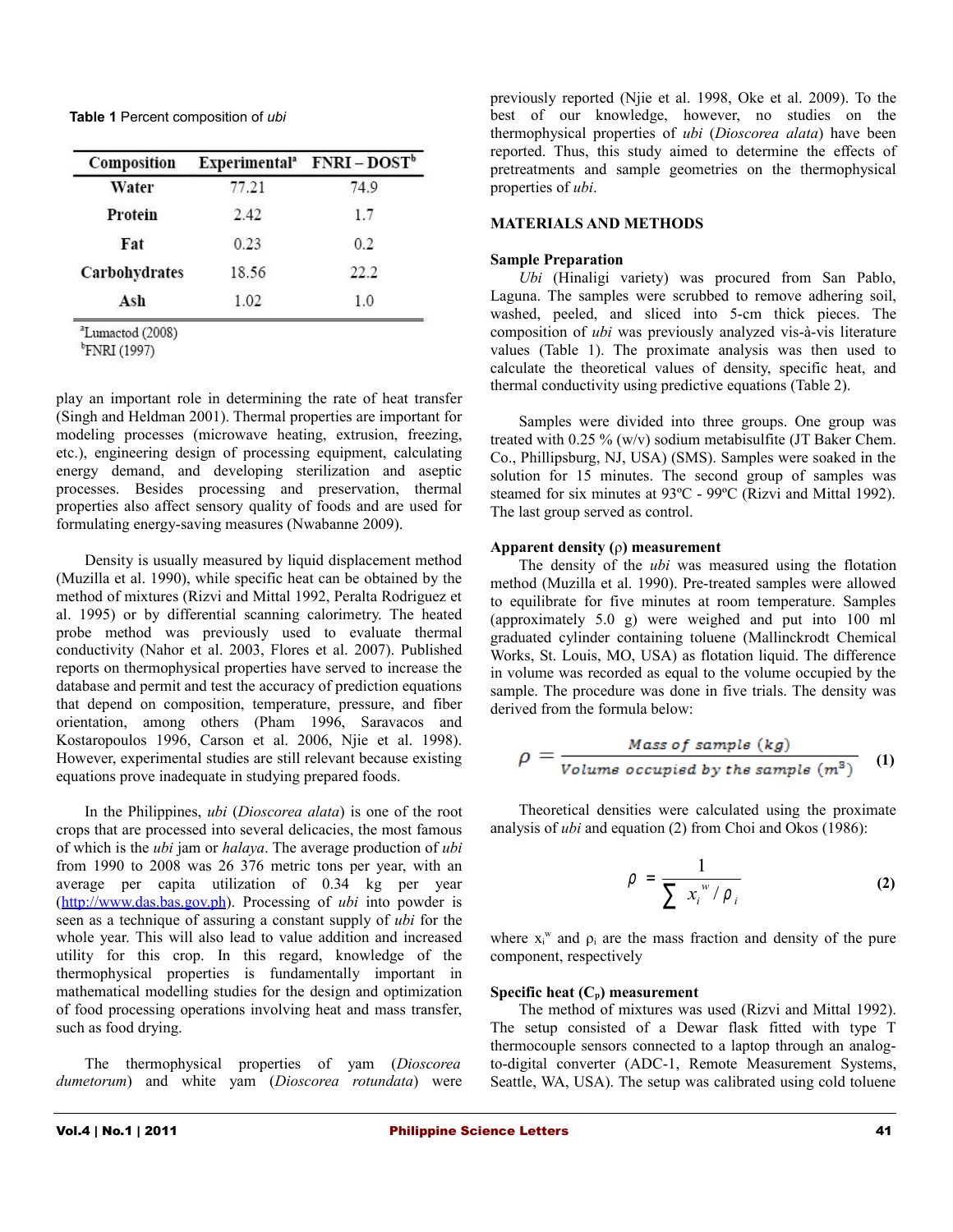**Table 1** Percent composition of *ubi*

| Composition | Experimental[a] | FNRI – DOST[b] |
|---|---|---|
| Water | 77.21 | 74.9 |
| Protein | 2.42 | 1.7 |
| Fat | 0.23 | 0.2 |
| Carbohydrates | 18.56 | 22.2 |
| Ash | 1.02 | 1.0 |

[a]Lumactod (2008)
[b]FNRI (1997)

play an important role in determining the rate of heat transfer (Singh and Heldman 2001). Thermal properties are important for modeling processes (microwave heating, extrusion, freezing, etc.), engineering design of processing equipment, calculating energy demand, and developing sterilization and aseptic processes. Besides processing and preservation, thermal properties also affect sensory quality of foods and are used for formulating energy-saving measures (Nwabanne 2009).

Density is usually measured by liquid displacement method (Muzilla et al. 1990), while specific heat can be obtained by the method of mixtures (Rizvi and Mittal 1992, Peralta Rodriguez et al. 1995) or by differential scanning calorimetry. The heated probe method was previously used to evaluate thermal conductivity (Nahor et al. 2003, Flores et al. 2007). Published reports on thermophysical properties have served to increase the database and permit and test the accuracy of prediction equations that depend on composition, temperature, pressure, and fiber orientation, among others (Pham 1996, Saravacos and Kostaropoulos 1996, Carson et al. 2006, Njie et al. 1998). However, experimental studies are still relevant because existing equations prove inadequate in studying prepared foods.

In the Philippines, *ubi* (*Dioscorea alata*) is one of the root crops that are processed into several delicacies, the most famous of which is the *ubi* jam or *halaya*. The average production of *ubi* from 1990 to 2008 was 26 376 metric tons per year, with an average per capita utilization of 0.34 kg per year (http://www.das.bas.gov.ph). Processing of *ubi* into powder is seen as a technique of assuring a constant supply of *ubi* for the whole year. This will also lead to value addition and increased utility for this crop. In this regard, knowledge of the thermophysical properties is fundamentally important in mathematical modelling studies for the design and optimization of food processing operations involving heat and mass transfer, such as food drying.

The thermophysical properties of yam (*Dioscorea dumetorum*) and white yam (*Dioscorea rotundata*) were previously reported (Njie et al. 1998, Oke et al. 2009). To the best of our knowledge, however, no studies on the thermophysical properties of *ubi* (*Dioscorea alata*) have been reported. Thus, this study aimed to determine the effects of pretreatments and sample geometries on the thermophysical properties of *ubi*.

## MATERIALS AND METHODS

### Sample Preparation

*Ubi* (Hinaligi variety) was procured from San Pablo, Laguna. The samples were scrubbed to remove adhering soil, washed, peeled, and sliced into 5-cm thick pieces. The composition of *ubi* was previously analyzed vis-à-vis literature values (Table 1). The proximate analysis was then used to calculate the theoretical values of density, specific heat, and thermal conductivity using predictive equations (Table 2).

Samples were divided into three groups. One group was treated with 0.25 % (w/v) sodium metabisulfite (JT Baker Chem. Co., Phillipsburg, NJ, USA) (SMS). Samples were soaked in the solution for 15 minutes. The second group of samples was steamed for six minutes at 93ºC - 99ºC (Rizvi and Mittal 1992). The last group served as control.

### Apparent density (ρ) measurement

The density of the *ubi* was measured using the flotation method (Muzilla et al. 1990). Pre-treated samples were allowed to equilibrate for five minutes at room temperature. Samples (approximately 5.0 g) were weighed and put into 100 ml graduated cylinder containing toluene (Mallinckrodt Chemical Works, St. Louis, MO, USA) as flotation liquid. The difference in volume was recorded as equal to the volume occupied by the sample. The procedure was done in five trials. The density was derived from the formula below:

$$\rho = \frac{\text{Mass of sample (kg)}}{\text{Volume occupied by the sample } (m^3)} \tag{1}$$

Theoretical densities were calculated using the proximate analysis of *ubi* and equation (2) from Choi and Okos (1986):

$$\rho = \frac{1}{\sum x_i^w / \rho_i} \tag{2}$$

where $x_i^w$ and $\rho_i$ are the mass fraction and density of the pure component, respectively

### Specific heat ($C_p$) measurement

The method of mixtures was used (Rizvi and Mittal 1992). The setup consisted of a Dewar flask fitted with type T thermocouple sensors connected to a laptop through an analog-to-digital converter (ADC-1, Remote Measurement Systems, Seattle, WA, USA). The setup was calibrated using cold toluene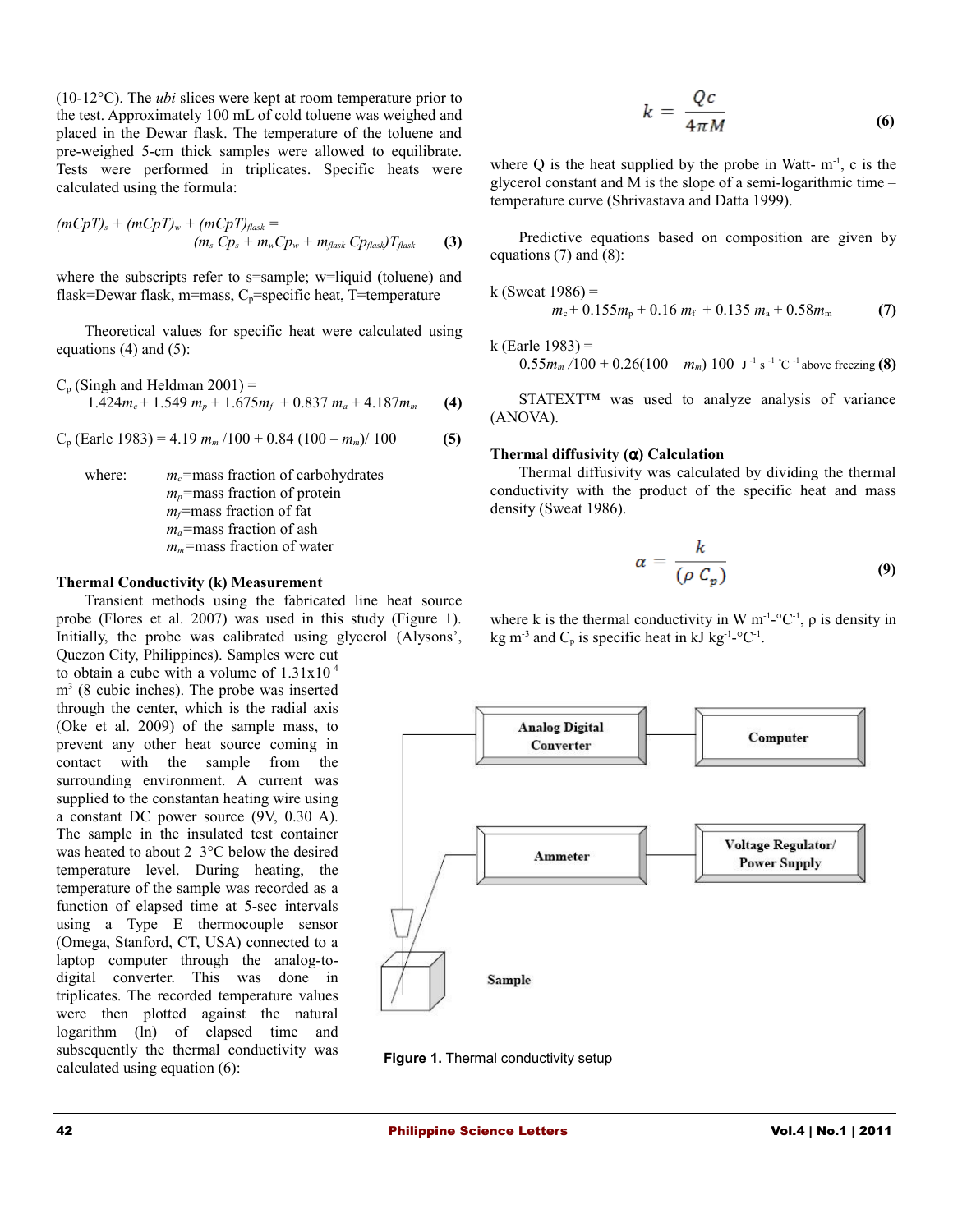(10-12°C). The *ubi* slices were kept at room temperature prior to the test. Approximately 100 mL of cold toluene was weighed and placed in the Dewar flask. The temperature of the toluene and pre-weighed 5-cm thick samples were allowed to equilibrate. Tests were performed in triplicates. Specific heats were calculated using the formula:

$$(mCpT)_s + (mCpT)_w + (mCpT)_{flask} = (m_s\, Cp_s + m_w Cp_w + m_{flask}\, Cp_{flask}) T_{flask} \qquad (3)$$

where the subscripts refer to s=sample; w=liquid (toluene) and flask=Dewar flask, m=mass, $C_p$=specific heat, T=temperature

Theoretical values for specific heat were calculated using equations (4) and (5):

$$C_p \text{ (Singh and Heldman 2001)} = 1.424 m_c + 1.549\, m_p + 1.675 m_f + 0.837\, m_a + 4.187 m_m \qquad (4)$$

$$C_p \text{ (Earle 1983)} = 4.19\, m_m /100 + 0.84\, (100 - m_m)/\, 100 \qquad (5)$$

where:
- $m_c$=mass fraction of carbohydrates
- $m_p$=mass fraction of protein
- $m_f$=mass fraction of fat
- $m_a$=mass fraction of ash
- $m_m$=mass fraction of water

### Thermal Conductivity (k) Measurement

Transient methods using the fabricated line heat source probe (Flores et al. 2007) was used in this study (Figure 1). Initially, the probe was calibrated using glycerol (Alysons', Quezon City, Philippines). Samples were cut to obtain a cube with a volume of $1.31\text{x}10^{-4}$ $m^3$ (8 cubic inches). The probe was inserted through the center, which is the radial axis (Oke et al. 2009) of the sample mass, to prevent any other heat source coming in contact with the sample from the surrounding environment. A current was supplied to the constantan heating wire using a constant DC power source (9V, 0.30 A). The sample in the insulated test container was heated to about 2–3°C below the desired temperature level. During heating, the temperature of the sample was recorded as a function of elapsed time at 5-sec intervals using a Type E thermocouple sensor (Omega, Stanford, CT, USA) connected to a laptop computer through the analog-to-digital converter. This was done in triplicates. The recorded temperature values were then plotted against the natural logarithm (ln) of elapsed time and subsequently the thermal conductivity was calculated using equation (6):

$$k = \frac{Qc}{4\pi M} \qquad (6)$$

where Q is the heat supplied by the probe in Watt- $m^{-1}$, c is the glycerol constant and M is the slope of a semi-logarithmic time – temperature curve (Shrivastava and Datta 1999).

Predictive equations based on composition are given by equations (7) and (8):

$$k \text{ (Sweat 1986)} = m_c + 0.155 m_p + 0.16\, m_f + 0.135\, m_a + 0.58 m_m \qquad (7)$$

$$k \text{ (Earle 1983)} = 0.55 m_m /100 + 0.26(100 - m_m)\; 100\ \ J^{-1}\, s^{-1}\, {}^{\circ}C^{-1} \text{ above freezing} \qquad (8)$$

STATEXT™ was used to analyze analysis of variance (ANOVA).

### Thermal diffusivity (α) Calculation

Thermal diffusivity was calculated by dividing the thermal conductivity with the product of the specific heat and mass density (Sweat 1986).

$$\alpha = \frac{k}{(\rho\, C_p)} \qquad (9)$$

where k is the thermal conductivity in W $m^{-1}$-°$C^{-1}$, ρ is density in kg $m^{-3}$ and $C_p$ is specific heat in kJ $kg^{-1}$-°$C^{-1}$.

Analog Digital Converter | Computer | Ammeter | Voltage Regulator/ Power Supply | Sample

**Figure 1.** Thermal conductivity setup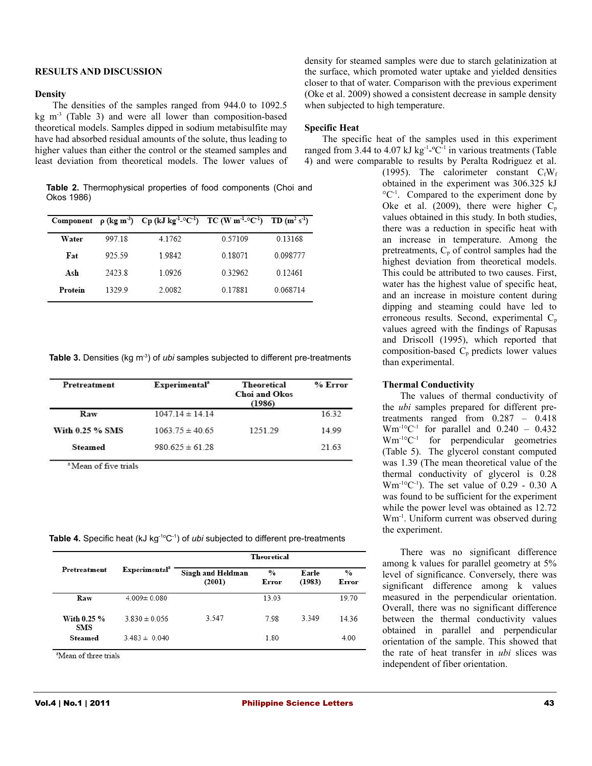## RESULTS AND DISCUSSION

### Density

The densities of the samples ranged from 944.0 to 1092.5 kg m$^{-3}$ (Table 3) and were all lower than composition-based theoretical models. Samples dipped in sodium metabisulfite may have had absorbed residual amounts of the solute, thus leading to higher values than either the control or the steamed samples and least deviation from theoretical models. The lower values of density for steamed samples were due to starch gelatinization at the surface, which promoted water uptake and yielded densities closer to that of water. Comparison with the previous experiment (Oke et al. 2009) showed a consistent decrease in sample density when subjected to high temperature.

**Table 2.** Thermophysical properties of food components (Choi and Okos 1986)

| Component | ρ (kg m$^{-3}$) | Cp (kJ kg$^{-1}$-°C$^{-1}$) | TC (W m$^{-1}$-°C$^{-1}$) | TD (m$^2$ s$^{-1}$) |
|---|---|---|---|---|
| Water | 997.18 | 4.1762 | 0.57109 | 0.13168 |
| Fat | 925.59 | 1.9842 | 0.18071 | 0.098777 |
| Ash | 2423.8 | 1.0926 | 0.32962 | 0.12461 |
| Protein | 1329.9 | 2.0082 | 0.17881 | 0.068714 |

**Table 3.** Densities (kg m$^{-3}$) of *ubi* samples subjected to different pre-treatments

| Pretreatment | Experimental[a] | Theoretical Choi and Okos (1986) | % Error |
|---|---|---|---|
| Raw | 1047.14 ± 14.14 | | 16.32 |
| With 0.25 % SMS | 1063.75 ± 40.65 | 1251.29 | 14.99 |
| Steamed | 980.625 ± 61.28 | | 21.63 |

[a] Mean of five trials

### Specific Heat

The specific heat of the samples used in this experiment ranged from 3.44 to 4.07 kJ kg$^{-1}$-°C$^{-1}$ in various treatments (Table 4) and were comparable to results by Peralta Rodriguez et al. (1995). The calorimeter constant $C_f W_f$ obtained in the experiment was 306.325 kJ °C$^{-1}$. Compared to the experiment done by Oke et al. (2009), there were higher $C_p$ values obtained in this study. In both studies, there was a reduction in specific heat with an increase in temperature. Among the pretreatments, $C_p$ of control samples had the highest deviation from theoretical models. This could be attributed to two causes. First, water has the highest value of specific heat, and an increase in moisture content during dipping and steaming could have led to erroneous results. Second, experimental $C_p$ values agreed with the findings of Rapusas and Driscoll (1995), which reported that composition-based $C_p$ predicts lower values than experimental.

**Table 4.** Specific heat (kJ kg$^{-1}$°C$^{-1}$) of *ubi* subjected to different pre-treatments

| Pretreatment | Experimental[a] | Theoretical | | | |
|---|---|---|---|---|---|
| | | Singh and Heldman (2001) | % Error | Earle (1983) | % Error |
| Raw | 4.009± 0.080 | | 13.03 | | 19.70 |
| With 0.25 % SMS | 3.830 ± 0.056 | 3.547 | 7.98 | 3.349 | 14.36 |
| Steamed | 3.483 ± 0.040 | | 1.80 | | 4.00 |

[a]Mean of three trials

### Thermal Conductivity

The values of thermal conductivity of the *ubi* samples prepared for different pre-treatments ranged from 0.287 – 0.418 Wm$^{-1}$°C$^{-1}$ for parallel and 0.240 – 0.432 Wm$^{-1}$°C$^{-1}$ for perpendicular geometries (Table 5). The glycerol constant computed was 1.39 (The mean theoretical value of the thermal conductivity of glycerol is 0.28 Wm$^{-1}$°C$^{-1}$). The set value of 0.29 - 0.30 A was found to be sufficient for the experiment while the power level was obtained as 12.72 Wm$^{-1}$. Uniform current was observed during the experiment.

There was no significant difference among k values for parallel geometry at 5% level of significance. Conversely, there was significant difference among k values measured in the perpendicular orientation. Overall, there was no significant difference between the thermal conductivity values obtained in parallel and perpendicular orientation of the sample. This showed that the rate of heat transfer in *ubi* slices was independent of fiber orientation.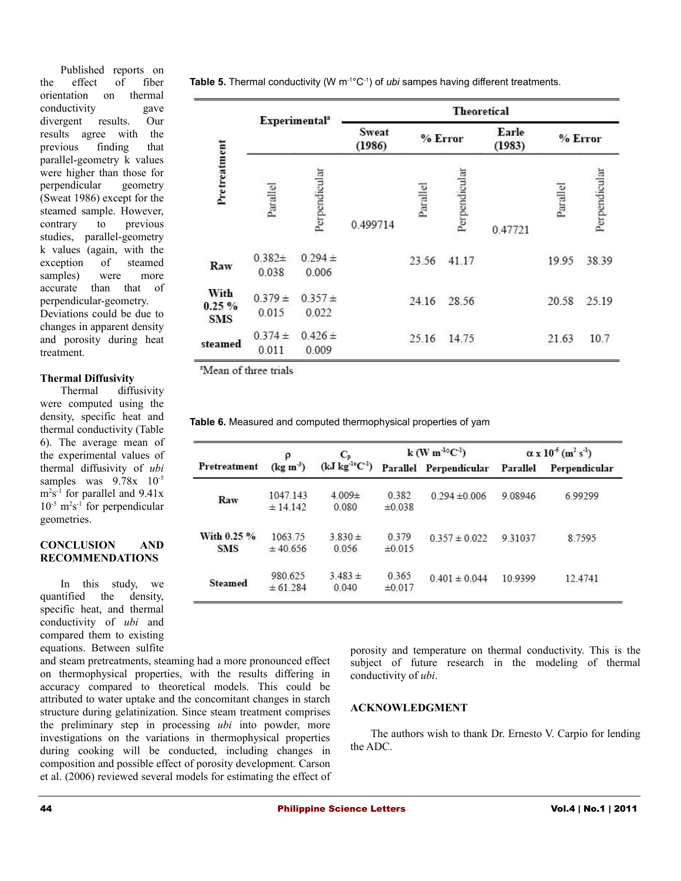Published reports on the effect of fiber orientation on thermal conductivity gave divergent results. Our results agree with the previous finding that parallel-geometry k values were higher than those for perpendicular geometry (Sweat 1986) except for the steamed sample. However, contrary to previous studies, parallel-geometry k values (again, with the exception of steamed samples) were more accurate than that of perpendicular-geometry. Deviations could be due to changes in apparent density and porosity during heat treatment.

**Table 5.** Thermal conductivity (W $m^{-1}$°$C^{-1}$) of *ubi* sampes having different treatments.

| Pretreatment | Experimental[a] | | Theoretical | | | | | |
|---|---|---|---|---|---|---|---|---|
| | | | Sweat (1986) | % Error | | Earle (1983) | % Error | |
| | Parallel | Perpendicular | 0.499714 | Parallel | Perpendicular | 0.47721 | Parallel | Perpendicular |
| Raw | 0.382± 0.038 | 0.294 ± 0.006 | | 23.56 | 41.17 | | 19.95 | 38.39 |
| With 0.25 % SMS | 0.379 ± 0.015 | 0.357 ± 0.022 | | 24.16 | 28.56 | | 20.58 | 25.19 |
| steamed | 0.374 ± 0.011 | 0.426 ± 0.009 | | 25.16 | 14.75 | | 21.63 | 10.7 |

[a]Mean of three trials

### Thermal Diffusivity

Thermal diffusivity were computed using the density, specific heat and thermal conductivity (Table 6). The average mean of the experimental values of thermal diffusivity of *ubi* samples was 9.78x $10^{-5}$ $m^2s^{-1}$ for parallel and 9.41x $10^{-5}$ $m^2s^{-1}$ for perpendicular geometries.

**Table 6.** Measured and computed thermophysical properties of yam

| Pretreatment | ρ (kg $m^{-3}$) | $C_p$ (kJ $kg^{-1}$°$C^{-1}$) | k (W $m^{-1}$°$C^{-1}$) Parallel | k (W $m^{-1}$°$C^{-1}$) Perpendicular | α x $10^5$ ($m^2$ $s^{-1}$) Parallel | α x $10^5$ ($m^2$ $s^{-1}$) Perpendicular |
|---|---|---|---|---|---|---|
| Raw | 1047.143 ± 14.142 | 4.009± 0.080 | 0.382 ±0.038 | 0.294 ±0.006 | 9.08946 | 6.99299 |
| With 0.25 % SMS | 1063.75 ± 40.656 | 3.830 ± 0.056 | 0.379 ±0.015 | 0.357 ± 0.022 | 9.31037 | 8.7595 |
| Steamed | 980.625 ± 61.284 | 3.483 ± 0.040 | 0.365 ±0.017 | 0.401 ± 0.044 | 10.9399 | 12.4741 |

## CONCLUSION AND RECOMMENDATIONS

In this study, we quantified the density, specific heat, and thermal conductivity of *ubi* and compared them to existing equations. Between sulfite and steam pretreatments, steaming had a more pronounced effect on thermophysical properties, with the results differing in accuracy compared to theoretical models. This could be attributed to water uptake and the concomitant changes in starch structure during gelatinization. Since steam treatment comprises the preliminary step in processing *ubi* into powder, more investigations on the variations in thermophysical properties during cooking will be conducted, including changes in composition and possible effect of porosity development. Carson et al. (2006) reviewed several models for estimating the effect of porosity and temperature on thermal conductivity. This is the subject of future research in the modeling of thermal conductivity of *ubi*.

## ACKNOWLEDGMENT

The authors wish to thank Dr. Ernesto V. Carpio for lending the ADC.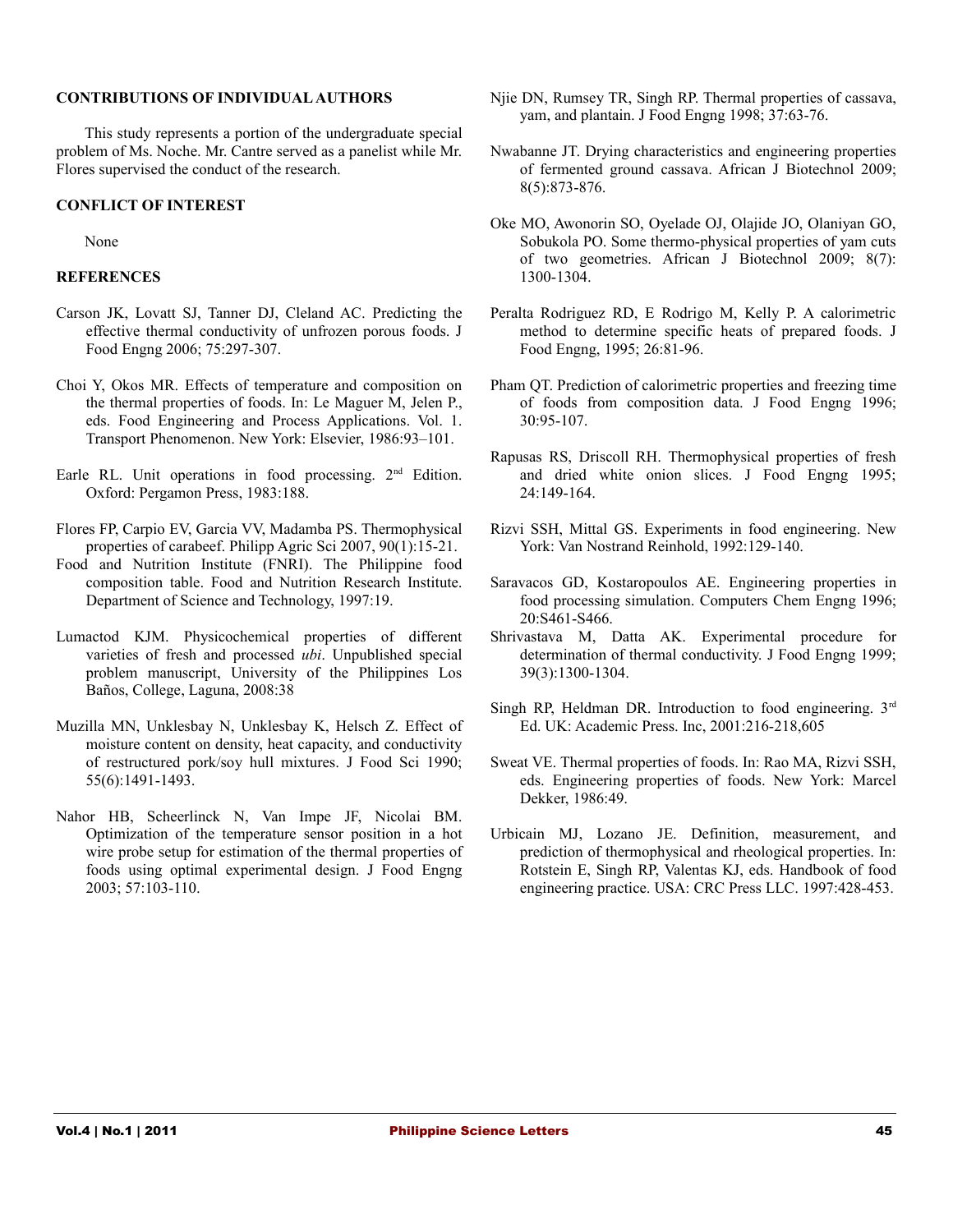## CONTRIBUTIONS OF INDIVIDUAL AUTHORS

This study represents a portion of the undergraduate special problem of Ms. Noche. Mr. Cantre served as a panelist while Mr. Flores supervised the conduct of the research.

## CONFLICT OF INTEREST

None

## REFERENCES

Carson JK, Lovatt SJ, Tanner DJ, Cleland AC. Predicting the effective thermal conductivity of unfrozen porous foods. J Food Engng 2006; 75:297-307.

Choi Y, Okos MR. Effects of temperature and composition on the thermal properties of foods. In: Le Maguer M, Jelen P., eds. Food Engineering and Process Applications. Vol. 1. Transport Phenomenon. New York: Elsevier, 1986:93–101.

Earle RL. Unit operations in food processing. 2nd Edition. Oxford: Pergamon Press, 1983:188.

Flores FP, Carpio EV, Garcia VV, Madamba PS. Thermophysical properties of carabeef. Philipp Agric Sci 2007, 90(1):15-21.

Food and Nutrition Institute (FNRI). The Philippine food composition table. Food and Nutrition Research Institute. Department of Science and Technology, 1997:19.

Lumactod KJM. Physicochemical properties of different varieties of fresh and processed *ubi*. Unpublished special problem manuscript, University of the Philippines Los Baños, College, Laguna, 2008:38

Muzilla MN, Unklesbay N, Unklesbay K, Helsch Z. Effect of moisture content on density, heat capacity, and conductivity of restructured pork/soy hull mixtures. J Food Sci 1990; 55(6):1491-1493.

Nahor HB, Scheerlinck N, Van Impe JF, Nicolai BM. Optimization of the temperature sensor position in a hot wire probe setup for estimation of the thermal properties of foods using optimal experimental design. J Food Engng 2003; 57:103-110.

Njie DN, Rumsey TR, Singh RP. Thermal properties of cassava, yam, and plantain. J Food Engng 1998; 37:63-76.

Nwabanne JT. Drying characteristics and engineering properties of fermented ground cassava. African J Biotechnol 2009; 8(5):873-876.

Oke MO, Awonorin SO, Oyelade OJ, Olajide JO, Olaniyan GO, Sobukola PO. Some thermo-physical properties of yam cuts of two geometries. African J Biotechnol 2009; 8(7): 1300-1304.

Peralta Rodriguez RD, E Rodrigo M, Kelly P. A calorimetric method to determine specific heats of prepared foods. J Food Engng, 1995; 26:81-96.

Pham QT. Prediction of calorimetric properties and freezing time of foods from composition data. J Food Engng 1996; 30:95-107.

Rapusas RS, Driscoll RH. Thermophysical properties of fresh and dried white onion slices. J Food Engng 1995; 24:149-164.

Rizvi SSH, Mittal GS. Experiments in food engineering. New York: Van Nostrand Reinhold, 1992:129-140.

Saravacos GD, Kostaropoulos AE. Engineering properties in food processing simulation. Computers Chem Engng 1996; 20:S461-S466.

Shrivastava M, Datta AK. Experimental procedure for determination of thermal conductivity. J Food Engng 1999; 39(3):1300-1304.

Singh RP, Heldman DR. Introduction to food engineering. 3rd Ed. UK: Academic Press. Inc, 2001:216-218,605

Sweat VE. Thermal properties of foods. In: Rao MA, Rizvi SSH, eds. Engineering properties of foods. New York: Marcel Dekker, 1986:49.

Urbicain MJ, Lozano JE. Definition, measurement, and prediction of thermophysical and rheological properties. In: Rotstein E, Singh RP, Valentas KJ, eds. Handbook of food engineering practice. USA: CRC Press LLC. 1997:428-453.